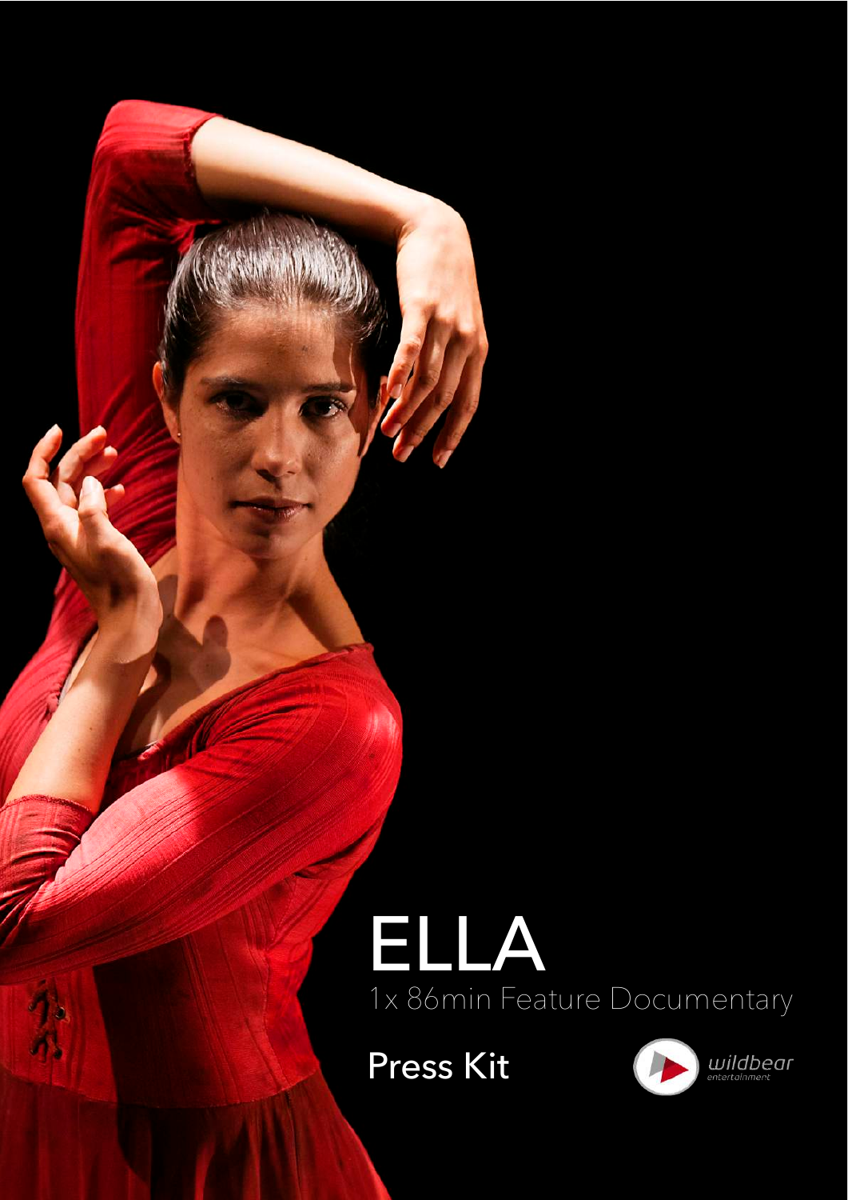# ELLA

1x 86min Feature Documentary

Press Kit

wildbear entertainment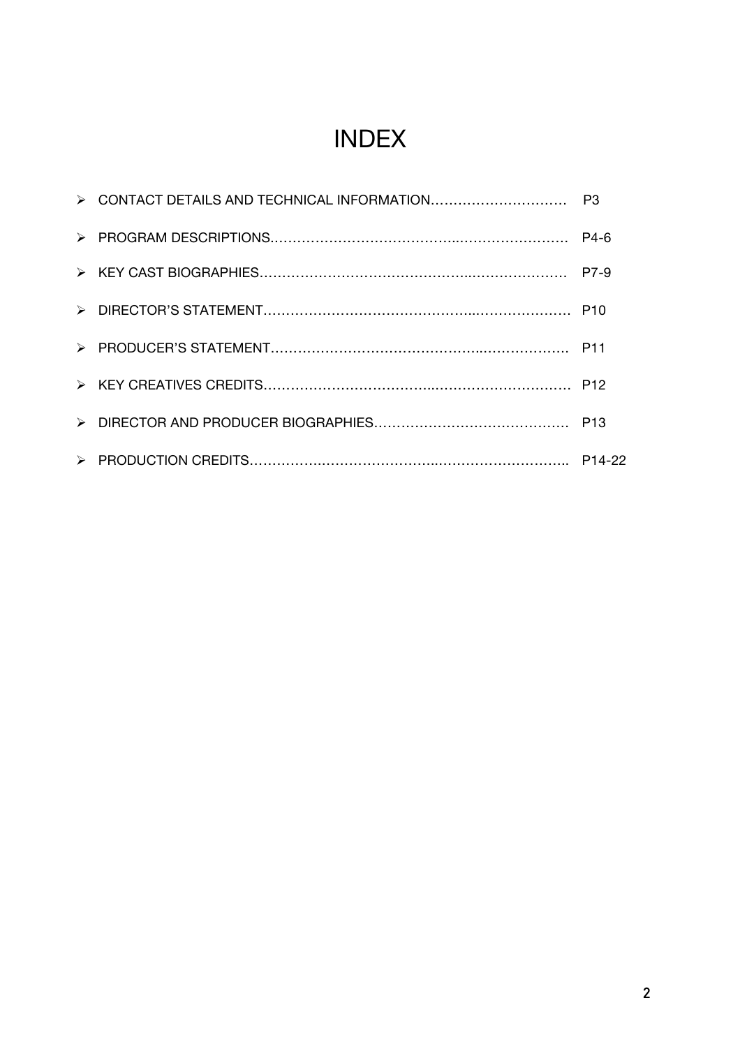# INDEX

- CONTACT DETAILS AND TECHNICAL INFORMATION………………………… P3
- PROGRAM DESCRIPTIONS……………………………………..…………………. P4-6
- KEY CAST BIOGRAPHIES……………………………………..………………… P7-9
- DIRECTOR'S STATEMENT……………………………………..……………….. P10
- PRODUCER'S STATEMENT……………………………………..………………. P11
- KEY CREATIVES CREDITS………………………………..………………………. P12
- DIRECTOR AND PRODUCER BIOGRAPHIES………………………………….. P13
- PRODUCTION CREDITS…………….…………………..………………………. P14-22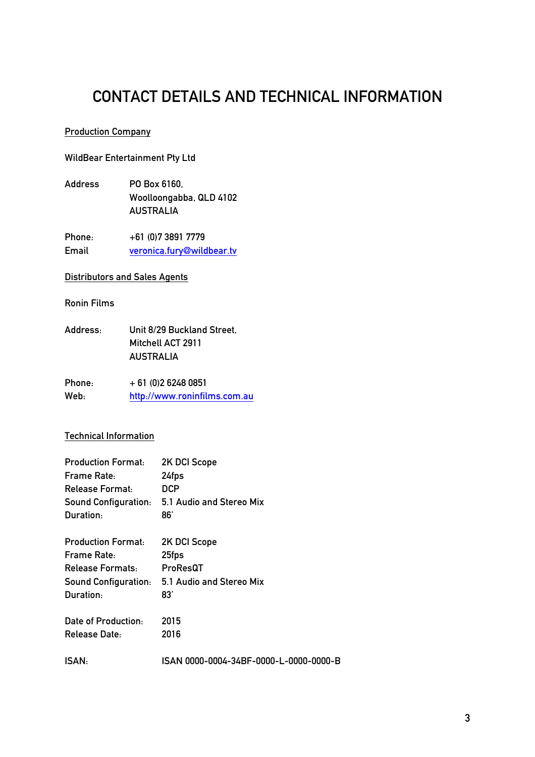# CONTACT DETAILS AND TECHNICAL INFORMATION

## Production Company

WildBear Entertainment Pty Ltd

Address: PO Box 6160,
Woolloongabba, QLD 4102
AUSTRALIA

Phone: +61 (0)7 3891 7779
Email: veronica.fury@wildbear.tv

## Distributors and Sales Agents

Ronin Films

Address: Unit 8/29 Buckland Street,
Mitchell ACT 2911
AUSTRALIA

Phone: + 61 (0)2 6248 0851
Web: http://www.roninfilms.com.au

## Technical Information

Production Format: 2K DCI Scope
Frame Rate: 24fps
Release Format: DCP
Sound Configuration: 5.1 Audio and Stereo Mix
Duration: 86'

Production Format: 2K DCI Scope
Frame Rate: 25fps
Release Formats: ProResQT
Sound Configuration: 5.1 Audio and Stereo Mix
Duration: 83'

Date of Production: 2015
Release Date: 2016

ISAN: ISAN 0000-0004-34BF-0000-L-0000-0000-B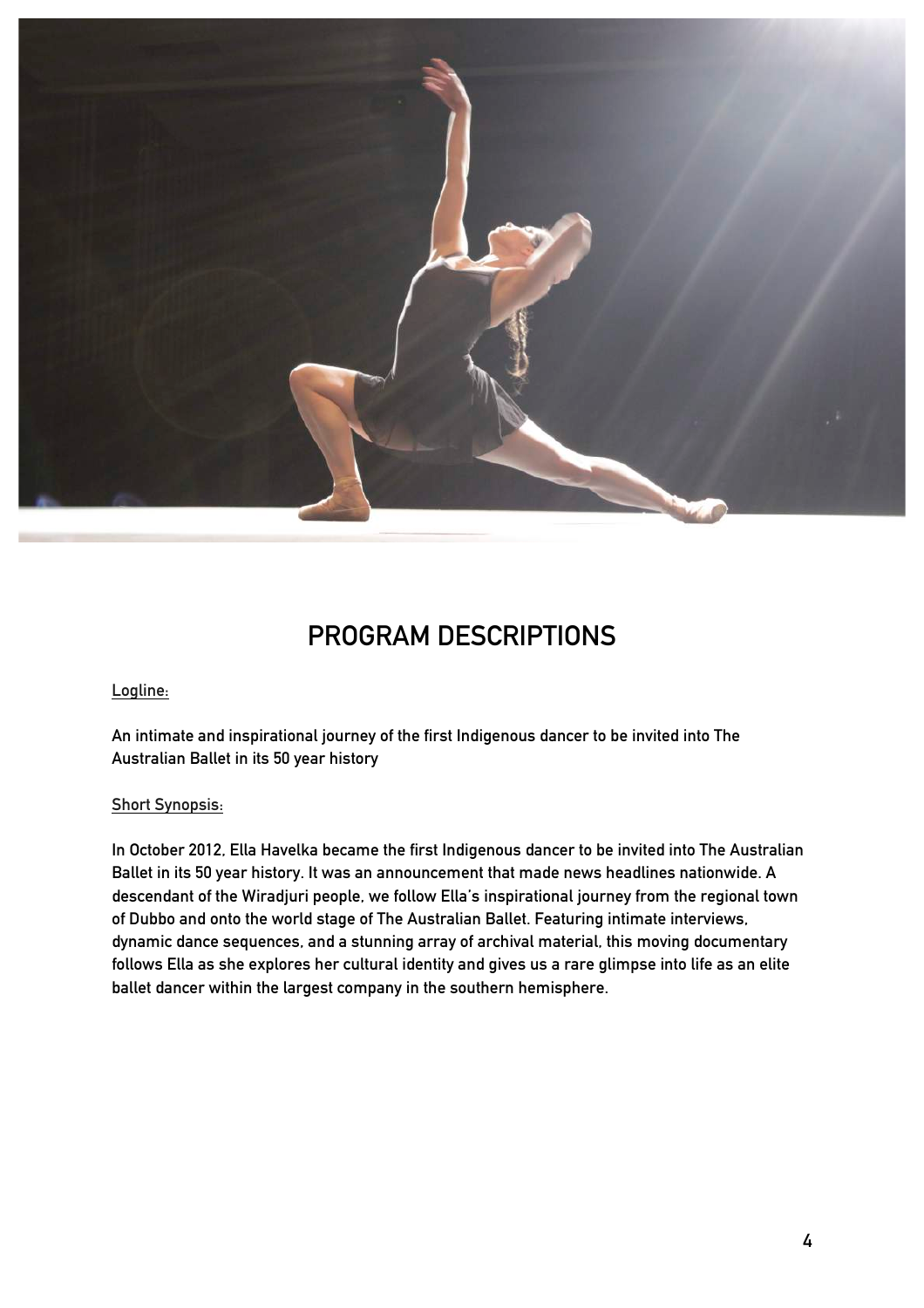# PROGRAM DESCRIPTIONS

Logline:

An intimate and inspirational journey of the first Indigenous dancer to be invited into The Australian Ballet in its 50 year history

Short Synopsis:

In October 2012, Ella Havelka became the first Indigenous dancer to be invited into The Australian Ballet in its 50 year history. It was an announcement that made news headlines nationwide. A descendant of the Wiradjuri people, we follow Ella's inspirational journey from the regional town of Dubbo and onto the world stage of The Australian Ballet. Featuring intimate interviews, dynamic dance sequences, and a stunning array of archival material, this moving documentary follows Ella as she explores her cultural identity and gives us a rare glimpse into life as an elite ballet dancer within the largest company in the southern hemisphere.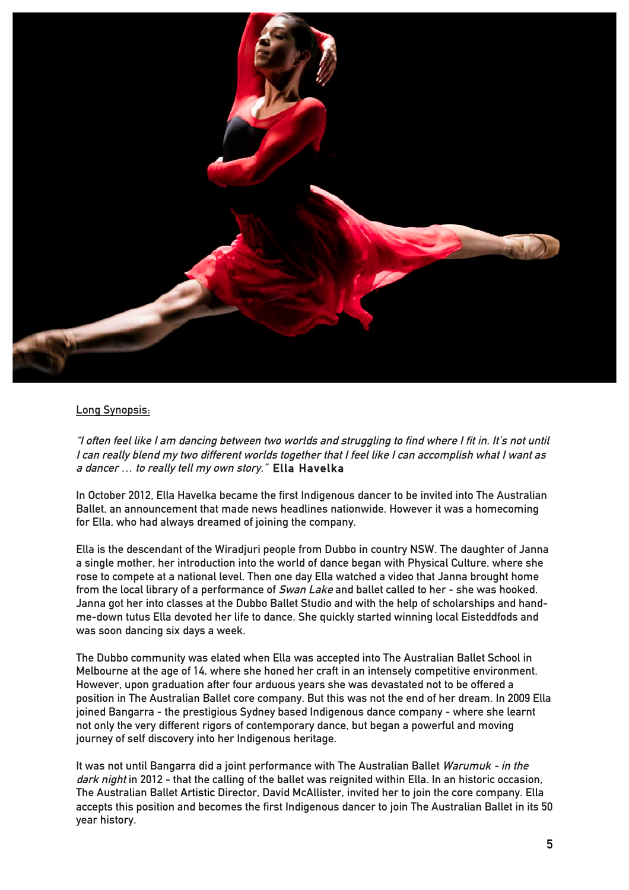Long Synopsis:

*"I often feel like I am dancing between two worlds and struggling to find where I fit in. It's not until I can really blend my two different worlds together that I feel like I can accomplish what I want as a dancer … to really tell my own story."* **Ella Havelka**

In October 2012, Ella Havelka became the first Indigenous dancer to be invited into The Australian Ballet, an announcement that made news headlines nationwide. However it was a homecoming for Ella, who had always dreamed of joining the company.

Ella is the descendant of the Wiradjuri people from Dubbo in country NSW. The daughter of Janna a single mother, her introduction into the world of dance began with Physical Culture, where she rose to compete at a national level. Then one day Ella watched a video that Janna brought home from the local library of a performance of *Swan Lake* and ballet called to her - she was hooked. Janna got her into classes at the Dubbo Ballet Studio and with the help of scholarships and hand-me-down tutus Ella devoted her life to dance. She quickly started winning local Eisteddfods and was soon dancing six days a week.

The Dubbo community was elated when Ella was accepted into The Australian Ballet School in Melbourne at the age of 14, where she honed her craft in an intensely competitive environment. However, upon graduation after four arduous years she was devastated not to be offered a position in The Australian Ballet core company. But this was not the end of her dream. In 2009 Ella joined Bangarra - the prestigious Sydney based Indigenous dance company - where she learnt not only the very different rigors of contemporary dance, but began a powerful and moving journey of self discovery into her Indigenous heritage.

It was not until Bangarra did a joint performance with The Australian Ballet *Warumuk - in the dark night* in 2012 - that the calling of the ballet was reignited within Ella. In an historic occasion, The Australian Ballet Artistic Director, David McAllister, invited her to join the core company. Ella accepts this position and becomes the first Indigenous dancer to join The Australian Ballet in its 50 year history.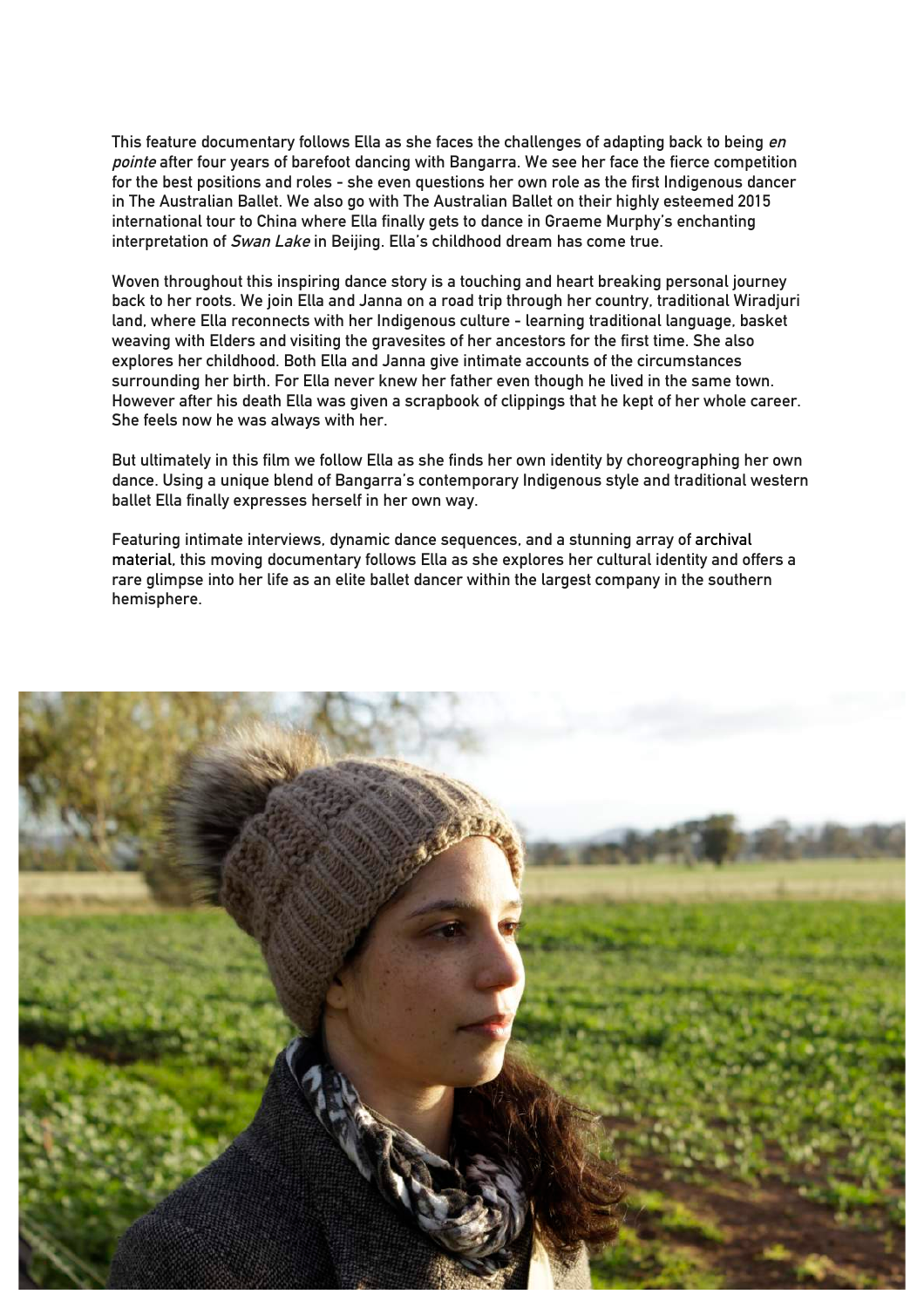This feature documentary follows Ella as she faces the challenges of adapting back to being *en pointe* after four years of barefoot dancing with Bangarra. We see her face the fierce competition for the best positions and roles - she even questions her own role as the first Indigenous dancer in The Australian Ballet. We also go with The Australian Ballet on their highly esteemed 2015 international tour to China where Ella finally gets to dance in Graeme Murphy's enchanting interpretation of *Swan Lake* in Beijing. Ella's childhood dream has come true.

Woven throughout this inspiring dance story is a touching and heart breaking personal journey back to her roots. We join Ella and Janna on a road trip through her country, traditional Wiradjuri land, where Ella reconnects with her Indigenous culture - learning traditional language, basket weaving with Elders and visiting the gravesites of her ancestors for the first time. She also explores her childhood. Both Ella and Janna give intimate accounts of the circumstances surrounding her birth. For Ella never knew her father even though he lived in the same town. However after his death Ella was given a scrapbook of clippings that he kept of her whole career. She feels now he was always with her.

But ultimately in this film we follow Ella as she finds her own identity by choreographing her own dance. Using a unique blend of Bangarra's contemporary Indigenous style and traditional western ballet Ella finally expresses herself in her own way.

Featuring intimate interviews, dynamic dance sequences, and a stunning array of archival material, this moving documentary follows Ella as she explores her cultural identity and offers a rare glimpse into her life as an elite ballet dancer within the largest company in the southern hemisphere.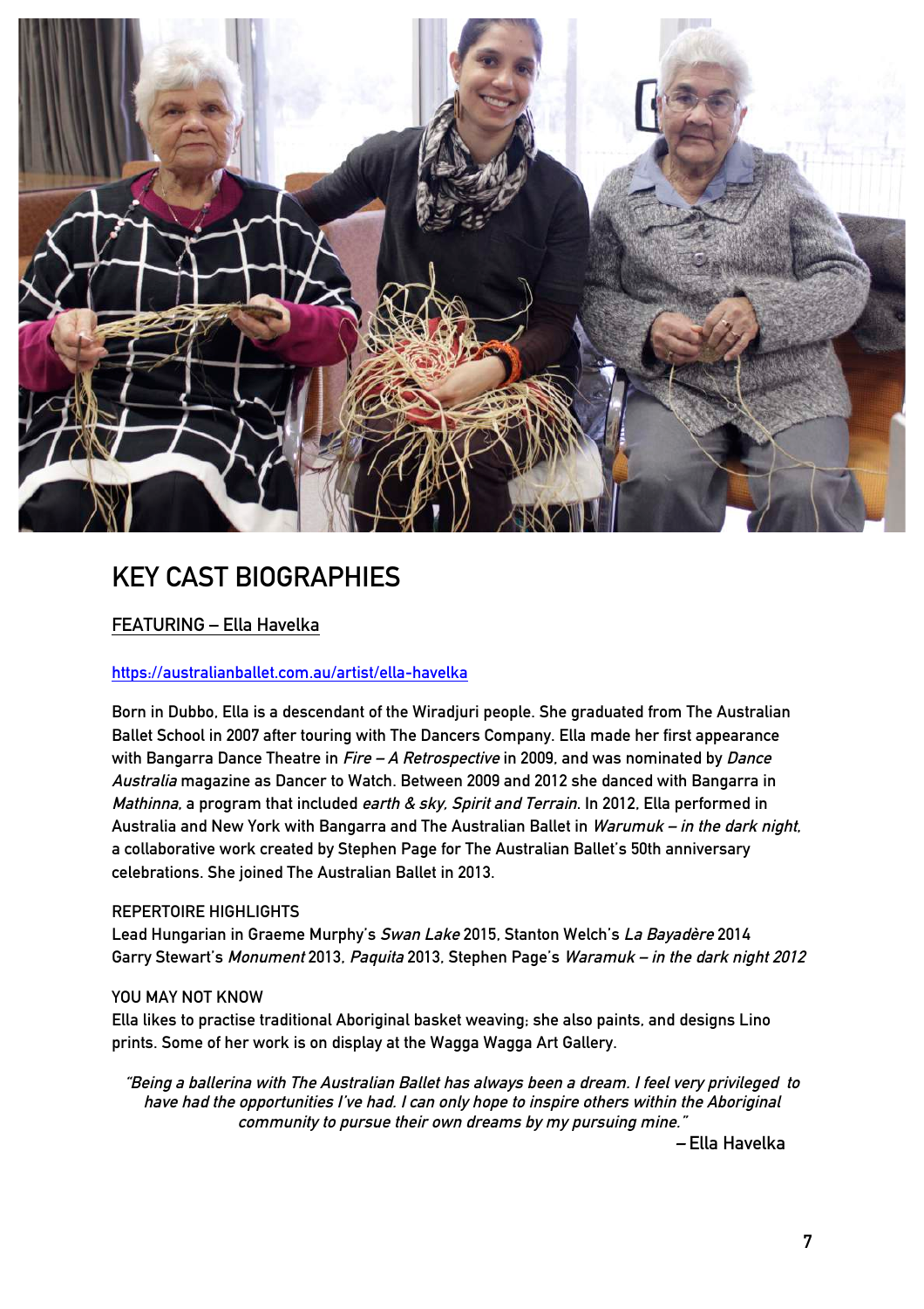# KEY CAST BIOGRAPHIES

## FEATURING – Ella Havelka

https://australianballet.com.au/artist/ella-havelka

Born in Dubbo, Ella is a descendant of the Wiradjuri people. She graduated from The Australian Ballet School in 2007 after touring with The Dancers Company. Ella made her first appearance with Bangarra Dance Theatre in *Fire – A Retrospective* in 2009, and was nominated by *Dance Australia* magazine as Dancer to Watch. Between 2009 and 2012 she danced with Bangarra in *Mathinna*, a program that included *earth & sky, Spirit and Terrain*. In 2012, Ella performed in Australia and New York with Bangarra and The Australian Ballet in *Warumuk – in the dark night*, a collaborative work created by Stephen Page for The Australian Ballet's 50th anniversary celebrations. She joined The Australian Ballet in 2013.

REPERTOIRE HIGHLIGHTS

Lead Hungarian in Graeme Murphy's *Swan Lake* 2015, Stanton Welch's *La Bayadère* 2014 Garry Stewart's *Monument* 2013, *Paquita* 2013, Stephen Page's *Waramuk – in the dark night 2012*

YOU MAY NOT KNOW

Ella likes to practise traditional Aboriginal basket weaving; she also paints, and designs Lino prints. Some of her work is on display at the Wagga Wagga Art Gallery.

*"Being a ballerina with The Australian Ballet has always been a dream. I feel very privileged to have had the opportunities I've had. I can only hope to inspire others within the Aboriginal community to pursue their own dreams by my pursuing mine."*

– Ella Havelka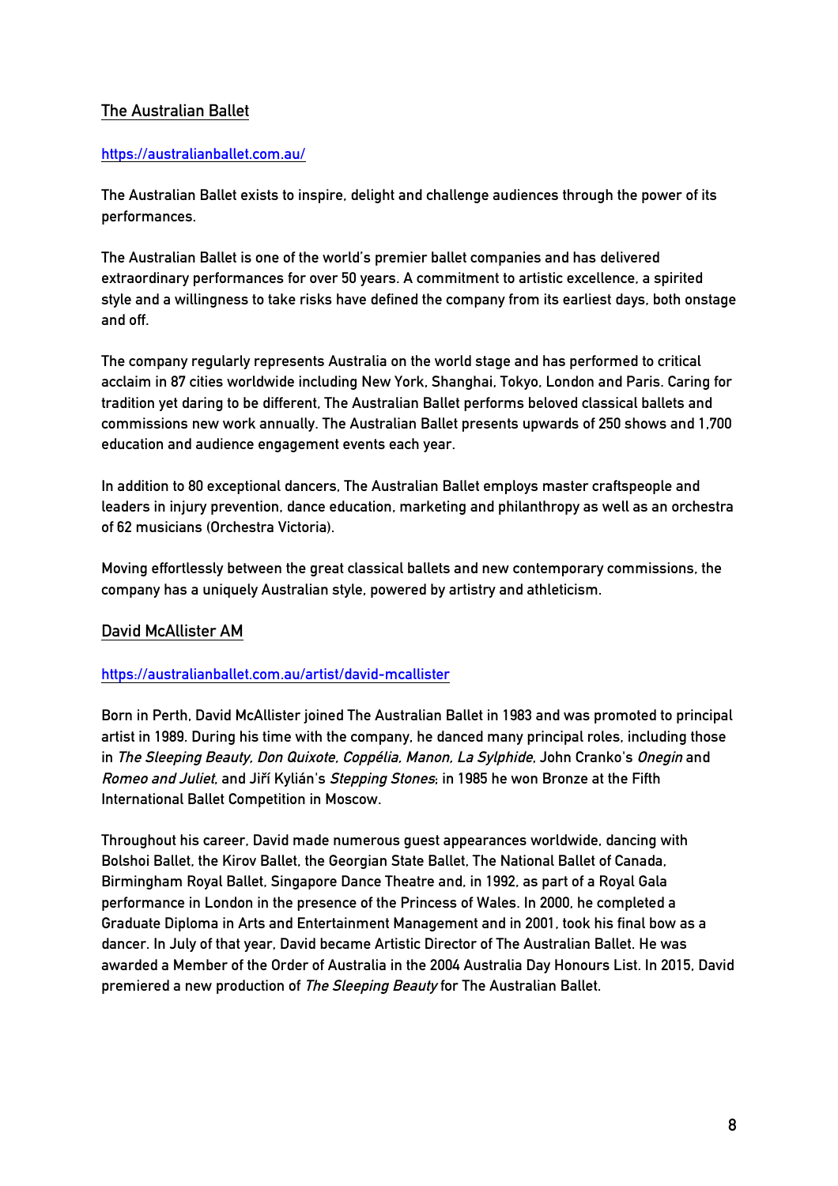## The Australian Ballet

https://australianballet.com.au/

The Australian Ballet exists to inspire, delight and challenge audiences through the power of its performances.

The Australian Ballet is one of the world's premier ballet companies and has delivered extraordinary performances for over 50 years. A commitment to artistic excellence, a spirited style and a willingness to take risks have defined the company from its earliest days, both onstage and off.

The company regularly represents Australia on the world stage and has performed to critical acclaim in 87 cities worldwide including New York, Shanghai, Tokyo, London and Paris. Caring for tradition yet daring to be different, The Australian Ballet performs beloved classical ballets and commissions new work annually. The Australian Ballet presents upwards of 250 shows and 1,700 education and audience engagement events each year.

In addition to 80 exceptional dancers, The Australian Ballet employs master craftspeople and leaders in injury prevention, dance education, marketing and philanthropy as well as an orchestra of 62 musicians (Orchestra Victoria).

Moving effortlessly between the great classical ballets and new contemporary commissions, the company has a uniquely Australian style, powered by artistry and athleticism.

## David McAllister AM

https://australianballet.com.au/artist/david-mcallister

Born in Perth, David McAllister joined The Australian Ballet in 1983 and was promoted to principal artist in 1989. During his time with the company, he danced many principal roles, including those in *The Sleeping Beauty, Don Quixote, Coppélia, Manon, La Sylphide*, John Cranko's *Onegin* and *Romeo and Juliet*, and Jiří Kylián's *Stepping Stones*; in 1985 he won Bronze at the Fifth International Ballet Competition in Moscow.

Throughout his career, David made numerous guest appearances worldwide, dancing with Bolshoi Ballet, the Kirov Ballet, the Georgian State Ballet, The National Ballet of Canada, Birmingham Royal Ballet, Singapore Dance Theatre and, in 1992, as part of a Royal Gala performance in London in the presence of the Princess of Wales. In 2000, he completed a Graduate Diploma in Arts and Entertainment Management and in 2001, took his final bow as a dancer. In July of that year, David became Artistic Director of The Australian Ballet. He was awarded a Member of the Order of Australia in the 2004 Australia Day Honours List. In 2015, David premiered a new production of *The Sleeping Beauty* for The Australian Ballet.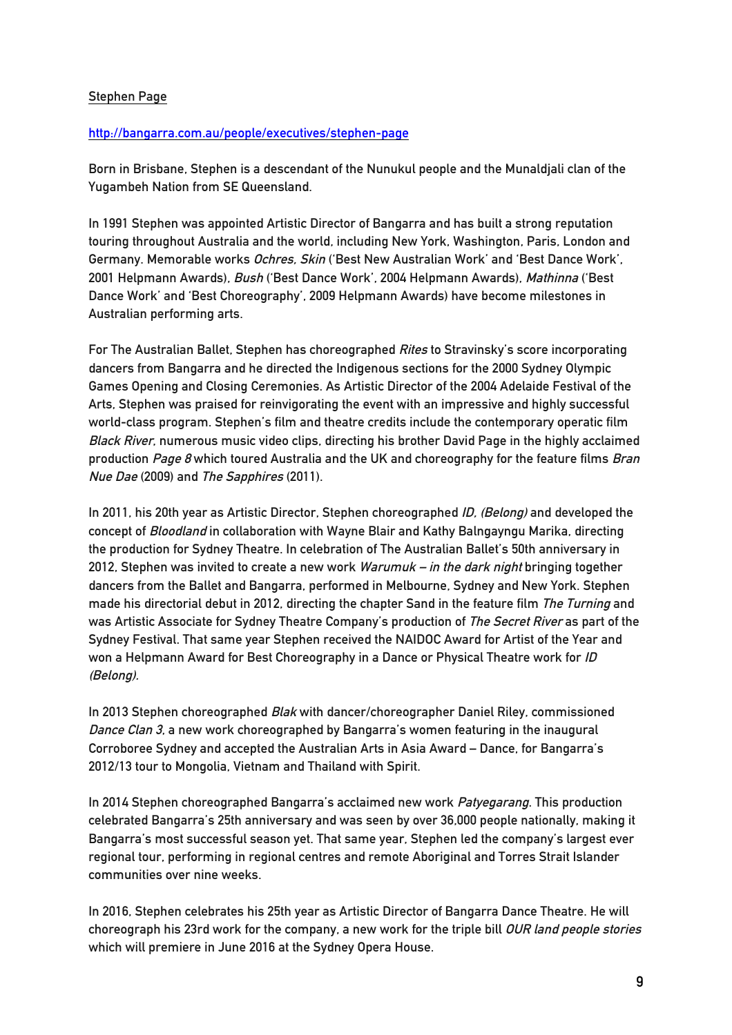Stephen Page

http://bangarra.com.au/people/executives/stephen-page

Born in Brisbane, Stephen is a descendant of the Nunukul people and the Munaldjali clan of the Yugambeh Nation from SE Queensland.

In 1991 Stephen was appointed Artistic Director of Bangarra and has built a strong reputation touring throughout Australia and the world, including New York, Washington, Paris, London and Germany. Memorable works *Ochres, Skin* ('Best New Australian Work' and 'Best Dance Work', 2001 Helpmann Awards), *Bush* ('Best Dance Work', 2004 Helpmann Awards), *Mathinna* ('Best Dance Work' and 'Best Choreography', 2009 Helpmann Awards) have become milestones in Australian performing arts.

For The Australian Ballet, Stephen has choreographed *Rites* to Stravinsky's score incorporating dancers from Bangarra and he directed the Indigenous sections for the 2000 Sydney Olympic Games Opening and Closing Ceremonies. As Artistic Director of the 2004 Adelaide Festival of the Arts, Stephen was praised for reinvigorating the event with an impressive and highly successful world-class program. Stephen's film and theatre credits include the contemporary operatic film *Black River*, numerous music video clips, directing his brother David Page in the highly acclaimed production *Page 8* which toured Australia and the UK and choreography for the feature films *Bran Nue Dae* (2009) and *The Sapphires* (2011).

In 2011, his 20th year as Artistic Director, Stephen choreographed *ID, (Belong)* and developed the concept of *Bloodland* in collaboration with Wayne Blair and Kathy Balngayngu Marika, directing the production for Sydney Theatre. In celebration of The Australian Ballet's 50th anniversary in 2012, Stephen was invited to create a new work *Warumuk – in the dark night* bringing together dancers from the Ballet and Bangarra, performed in Melbourne, Sydney and New York. Stephen made his directorial debut in 2012, directing the chapter Sand in the feature film *The Turning* and was Artistic Associate for Sydney Theatre Company's production of *The Secret River* as part of the Sydney Festival. That same year Stephen received the NAIDOC Award for Artist of the Year and won a Helpmann Award for Best Choreography in a Dance or Physical Theatre work for *ID (Belong).*

In 2013 Stephen choreographed *Blak* with dancer/choreographer Daniel Riley, commissioned *Dance Clan 3*, a new work choreographed by Bangarra's women featuring in the inaugural Corroboree Sydney and accepted the Australian Arts in Asia Award – Dance, for Bangarra's 2012/13 tour to Mongolia, Vietnam and Thailand with Spirit.

In 2014 Stephen choreographed Bangarra's acclaimed new work *Patyegarang*. This production celebrated Bangarra's 25th anniversary and was seen by over 36,000 people nationally, making it Bangarra's most successful season yet. That same year, Stephen led the company's largest ever regional tour, performing in regional centres and remote Aboriginal and Torres Strait Islander communities over nine weeks.

In 2016, Stephen celebrates his 25th year as Artistic Director of Bangarra Dance Theatre. He will choreograph his 23rd work for the company, a new work for the triple bill *OUR land people stories* which will premiere in June 2016 at the Sydney Opera House.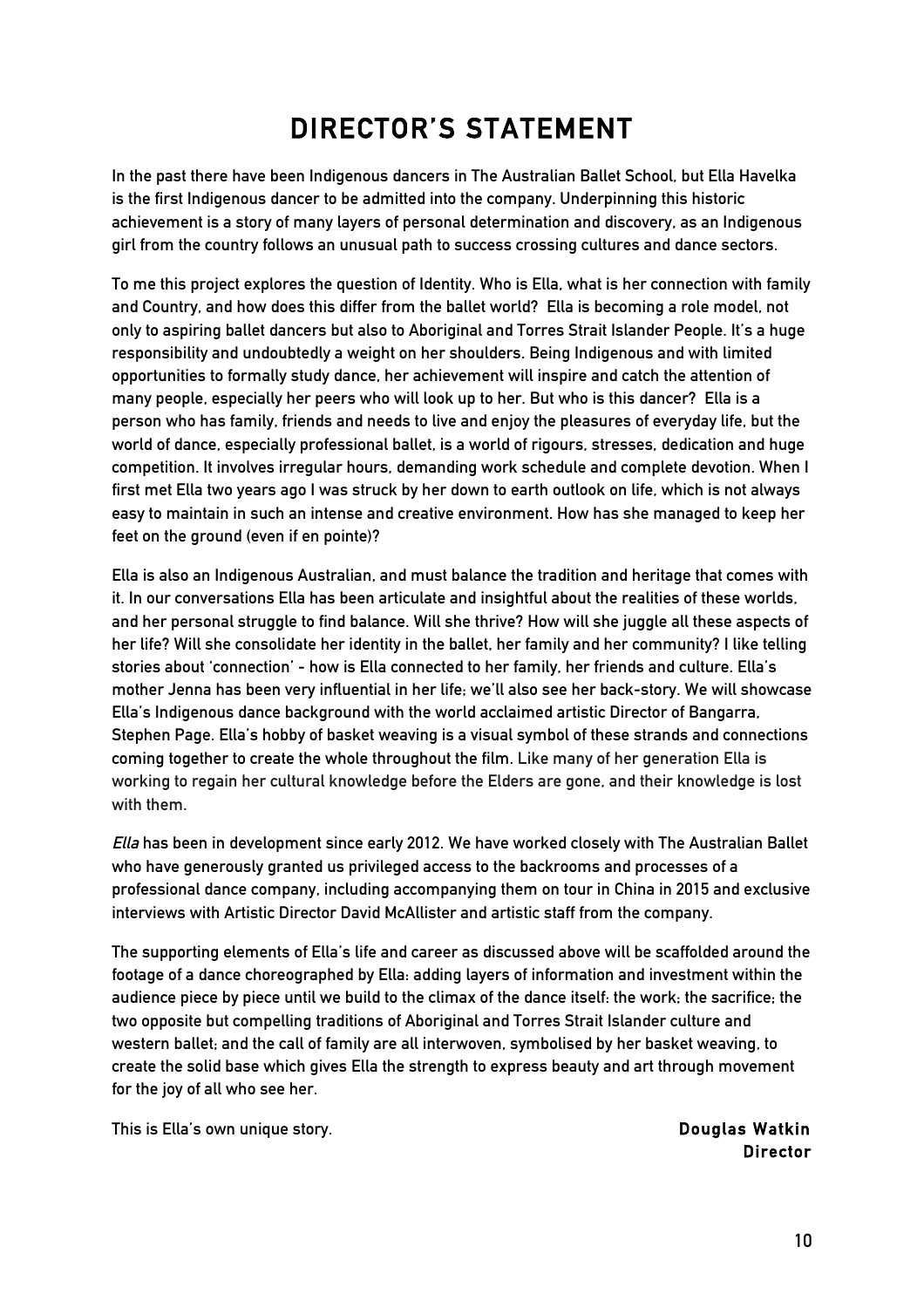# DIRECTOR'S STATEMENT

In the past there have been Indigenous dancers in The Australian Ballet School, but Ella Havelka is the first Indigenous dancer to be admitted into the company. Underpinning this historic achievement is a story of many layers of personal determination and discovery, as an Indigenous girl from the country follows an unusual path to success crossing cultures and dance sectors.

To me this project explores the question of Identity. Who is Ella, what is her connection with family and Country, and how does this differ from the ballet world? Ella is becoming a role model, not only to aspiring ballet dancers but also to Aboriginal and Torres Strait Islander People. It's a huge responsibility and undoubtedly a weight on her shoulders. Being Indigenous and with limited opportunities to formally study dance, her achievement will inspire and catch the attention of many people, especially her peers who will look up to her. But who is this dancer? Ella is a person who has family, friends and needs to live and enjoy the pleasures of everyday life, but the world of dance, especially professional ballet, is a world of rigours, stresses, dedication and huge competition. It involves irregular hours, demanding work schedule and complete devotion. When I first met Ella two years ago I was struck by her down to earth outlook on life, which is not always easy to maintain in such an intense and creative environment. How has she managed to keep her feet on the ground (even if en pointe)?

Ella is also an Indigenous Australian, and must balance the tradition and heritage that comes with it. In our conversations Ella has been articulate and insightful about the realities of these worlds, and her personal struggle to find balance. Will she thrive? How will she juggle all these aspects of her life? Will she consolidate her identity in the ballet, her family and her community? I like telling stories about 'connection' - how is Ella connected to her family, her friends and culture. Ella's mother Jenna has been very influential in her life; we'll also see her back-story. We will showcase Ella's Indigenous dance background with the world acclaimed artistic Director of Bangarra, Stephen Page. Ella's hobby of basket weaving is a visual symbol of these strands and connections coming together to create the whole throughout the film. Like many of her generation Ella is working to regain her cultural knowledge before the Elders are gone, and their knowledge is lost with them.

*Ella* has been in development since early 2012. We have worked closely with The Australian Ballet who have generously granted us privileged access to the backrooms and processes of a professional dance company, including accompanying them on tour in China in 2015 and exclusive interviews with Artistic Director David McAllister and artistic staff from the company.

The supporting elements of Ella's life and career as discussed above will be scaffolded around the footage of a dance choreographed by Ella: adding layers of information and investment within the audience piece by piece until we build to the climax of the dance itself: the work; the sacrifice; the two opposite but compelling traditions of Aboriginal and Torres Strait Islander culture and western ballet; and the call of family are all interwoven, symbolised by her basket weaving, to create the solid base which gives Ella the strength to express beauty and art through movement for the joy of all who see her.

This is Ella's own unique story.

**Douglas Watkin**
**Director**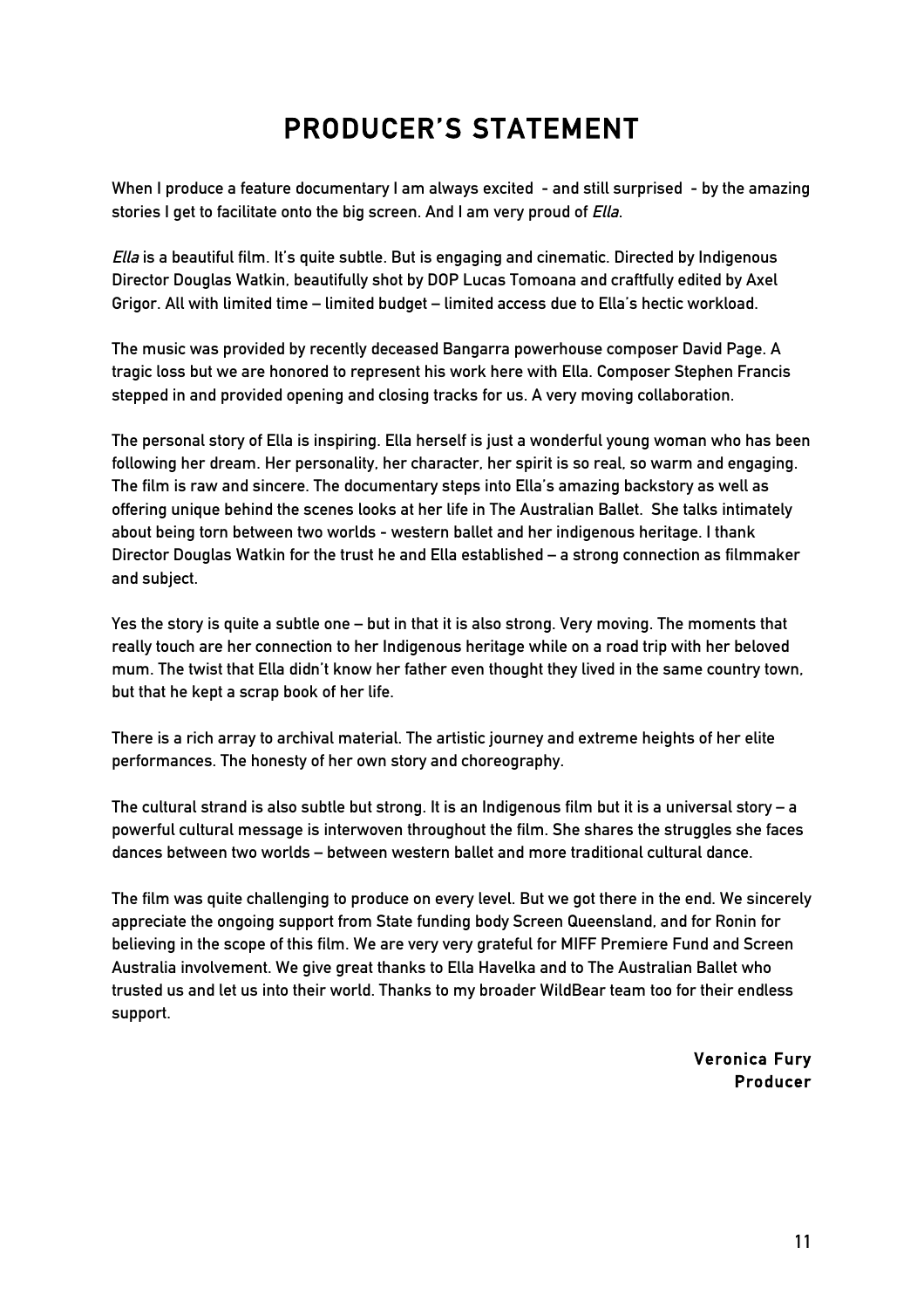# PRODUCER'S STATEMENT

When I produce a feature documentary I am always excited - and still surprised - by the amazing stories I get to facilitate onto the big screen. And I am very proud of *Ella*.

*Ella* is a beautiful film. It's quite subtle. But is engaging and cinematic. Directed by Indigenous Director Douglas Watkin, beautifully shot by DOP Lucas Tomoana and craftfully edited by Axel Grigor. All with limited time – limited budget – limited access due to Ella's hectic workload.

The music was provided by recently deceased Bangarra powerhouse composer David Page. A tragic loss but we are honored to represent his work here with Ella. Composer Stephen Francis stepped in and provided opening and closing tracks for us. A very moving collaboration.

The personal story of Ella is inspiring. Ella herself is just a wonderful young woman who has been following her dream. Her personality, her character, her spirit is so real, so warm and engaging. The film is raw and sincere. The documentary steps into Ella's amazing backstory as well as offering unique behind the scenes looks at her life in The Australian Ballet. She talks intimately about being torn between two worlds - western ballet and her indigenous heritage. I thank Director Douglas Watkin for the trust he and Ella established – a strong connection as filmmaker and subject.

Yes the story is quite a subtle one – but in that it is also strong. Very moving. The moments that really touch are her connection to her Indigenous heritage while on a road trip with her beloved mum. The twist that Ella didn't know her father even thought they lived in the same country town, but that he kept a scrap book of her life.

There is a rich array to archival material. The artistic journey and extreme heights of her elite performances. The honesty of her own story and choreography.

The cultural strand is also subtle but strong. It is an Indigenous film but it is a universal story – a powerful cultural message is interwoven throughout the film. She shares the struggles she faces dances between two worlds – between western ballet and more traditional cultural dance.

The film was quite challenging to produce on every level. But we got there in the end. We sincerely appreciate the ongoing support from State funding body Screen Queensland, and for Ronin for believing in the scope of this film. We are very very grateful for MIFF Premiere Fund and Screen Australia involvement. We give great thanks to Ella Havelka and to The Australian Ballet who trusted us and let us into their world. Thanks to my broader WildBear team too for their endless support.

**Veronica Fury**
**Producer**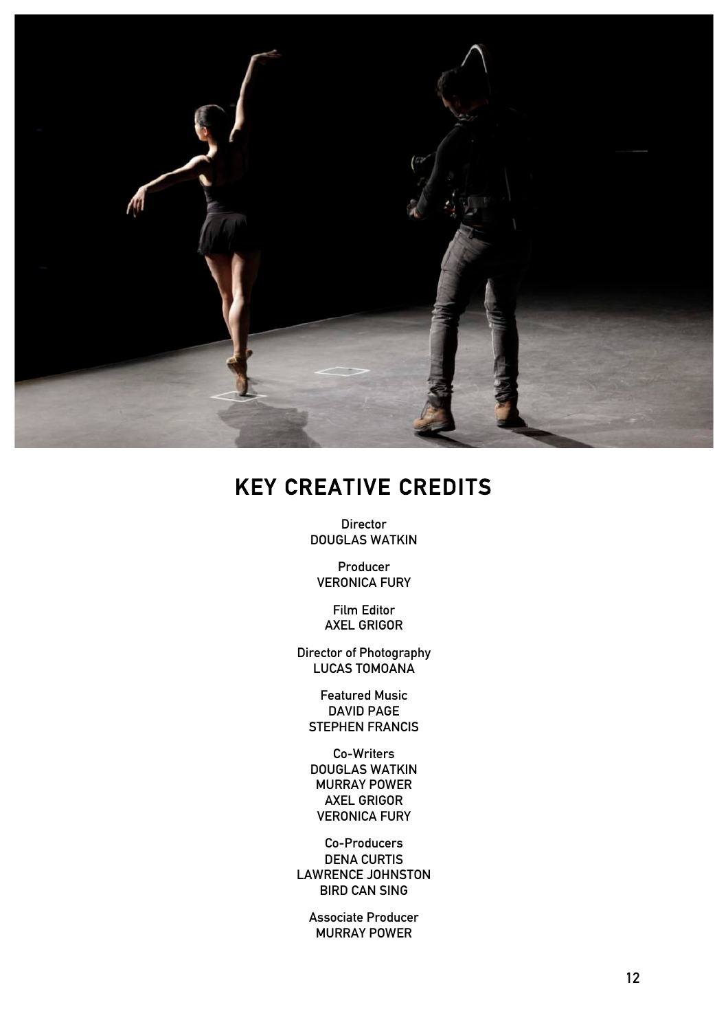# KEY CREATIVE CREDITS

Director
DOUGLAS WATKIN

Producer
VERONICA FURY

Film Editor
AXEL GRIGOR

Director of Photography
LUCAS TOMOANA

Featured Music
DAVID PAGE
STEPHEN FRANCIS

Co-Writers
DOUGLAS WATKIN
MURRAY POWER
AXEL GRIGOR
VERONICA FURY

Co-Producers
DENA CURTIS
LAWRENCE JOHNSTON
BIRD CAN SING

Associate Producer
MURRAY POWER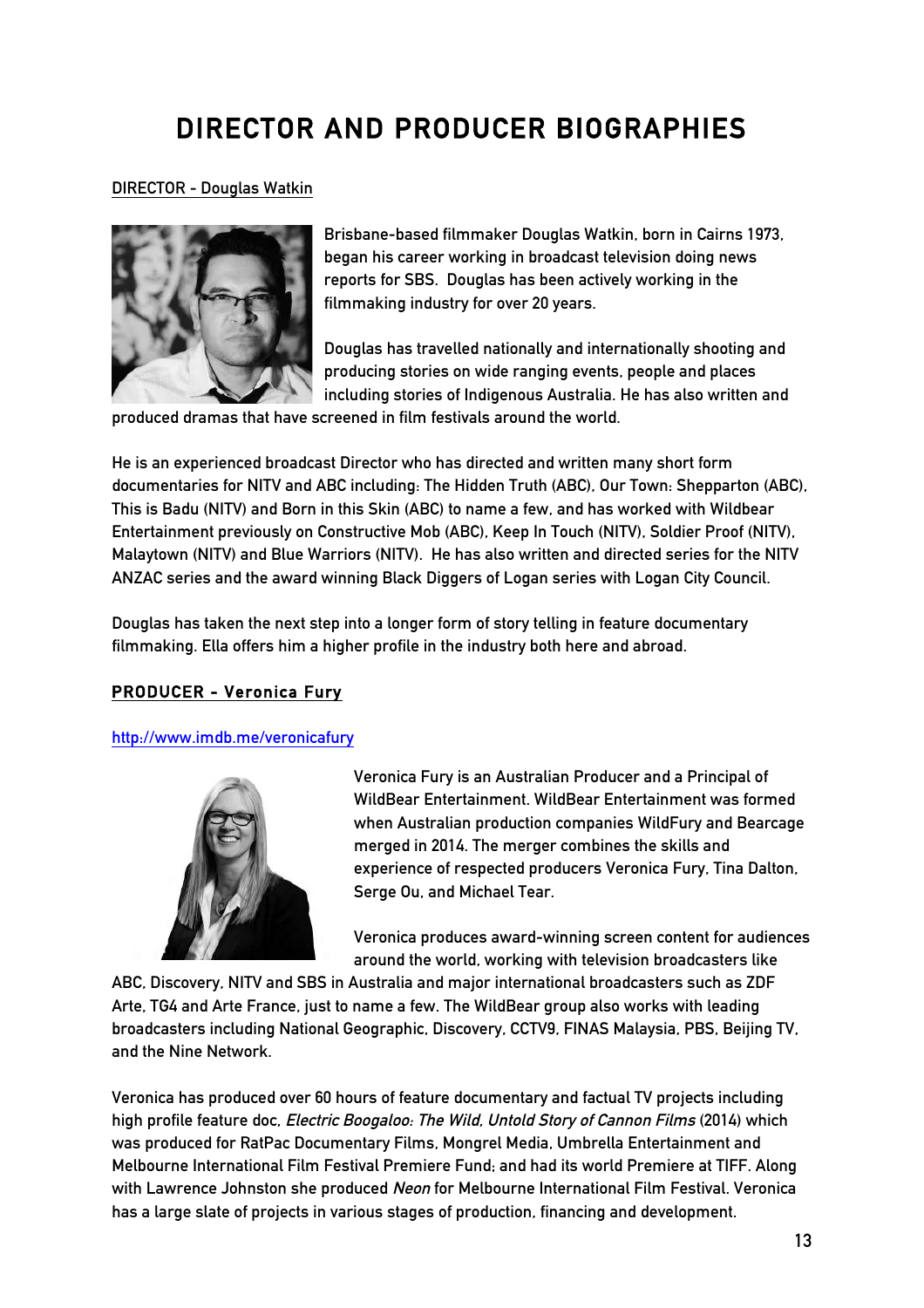# DIRECTOR AND PRODUCER BIOGRAPHIES

DIRECTOR - Douglas Watkin

Brisbane-based filmmaker Douglas Watkin, born in Cairns 1973, began his career working in broadcast television doing news reports for SBS. Douglas has been actively working in the filmmaking industry for over 20 years.

Douglas has travelled nationally and internationally shooting and producing stories on wide ranging events, people and places including stories of Indigenous Australia. He has also written and produced dramas that have screened in film festivals around the world.

He is an experienced broadcast Director who has directed and written many short form documentaries for NITV and ABC including: The Hidden Truth (ABC), Our Town: Shepparton (ABC), This is Badu (NITV) and Born in this Skin (ABC) to name a few, and has worked with Wildbear Entertainment previously on Constructive Mob (ABC), Keep In Touch (NITV), Soldier Proof (NITV), Malaytown (NITV) and Blue Warriors (NITV). He has also written and directed series for the NITV ANZAC series and the award winning Black Diggers of Logan series with Logan City Council.

Douglas has taken the next step into a longer form of story telling in feature documentary filmmaking. Ella offers him a higher profile in the industry both here and abroad.

**PRODUCER - Veronica Fury**

http://www.imdb.me/veronicafury

Veronica Fury is an Australian Producer and a Principal of WildBear Entertainment. WildBear Entertainment was formed when Australian production companies WildFury and Bearcage merged in 2014. The merger combines the skills and experience of respected producers Veronica Fury, Tina Dalton, Serge Ou, and Michael Tear.

Veronica produces award-winning screen content for audiences around the world, working with television broadcasters like ABC, Discovery, NITV and SBS in Australia and major international broadcasters such as ZDF Arte, TG4 and Arte France, just to name a few. The WildBear group also works with leading broadcasters including National Geographic, Discovery, CCTV9, FINAS Malaysia, PBS, Beijing TV, and the Nine Network.

Veronica has produced over 60 hours of feature documentary and factual TV projects including high profile feature doc, *Electric Boogaloo: The Wild, Untold Story of Cannon Films* (2014) which was produced for RatPac Documentary Films, Mongrel Media, Umbrella Entertainment and Melbourne International Film Festival Premiere Fund; and had its world Premiere at TIFF. Along with Lawrence Johnston she produced *Neon* for Melbourne International Film Festival. Veronica has a large slate of projects in various stages of production, financing and development.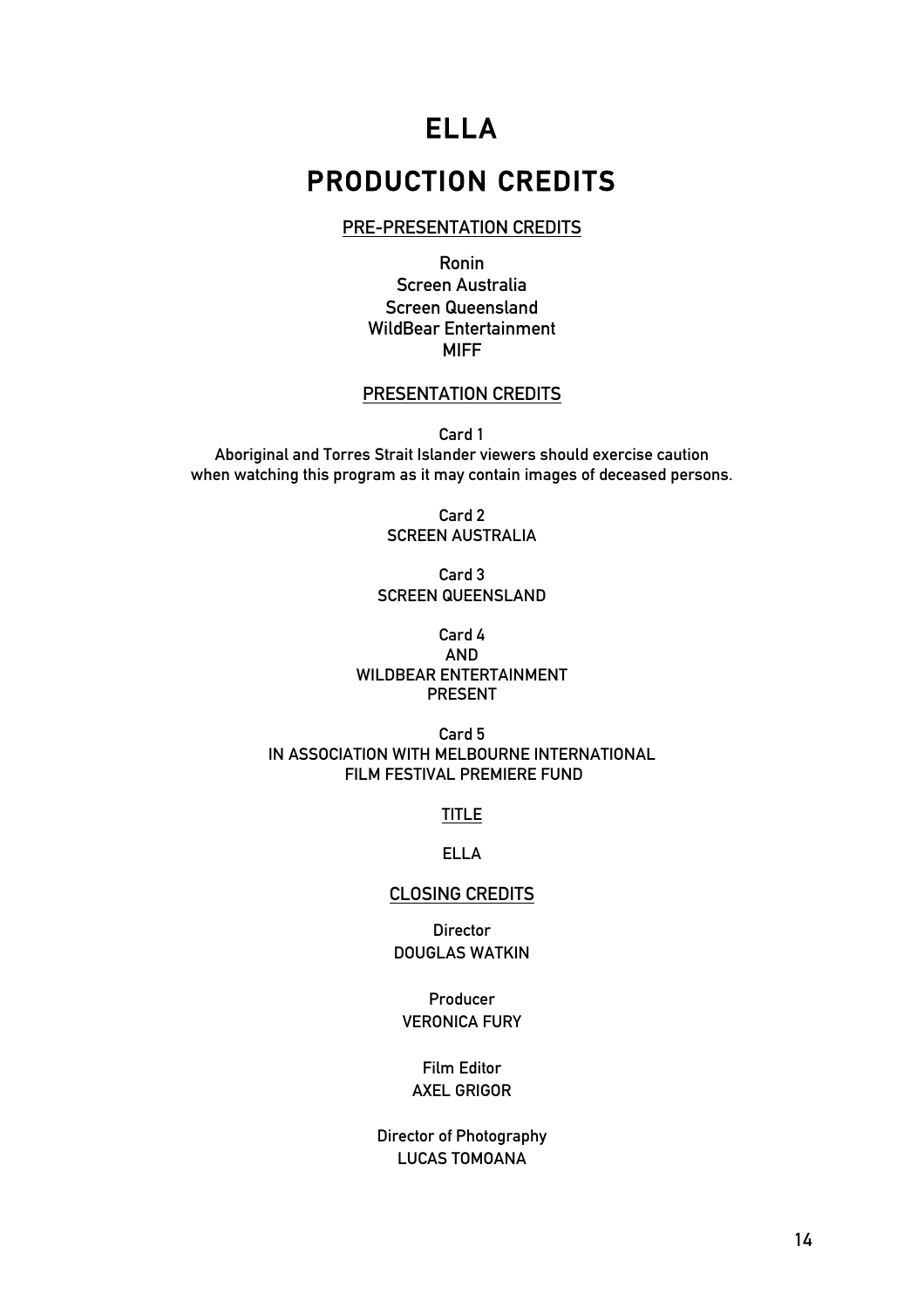# ELLA

# PRODUCTION CREDITS

## PRE-PRESENTATION CREDITS

Ronin
Screen Australia
Screen Queensland
WildBear Entertainment
MIFF

## PRESENTATION CREDITS

Card 1
Aboriginal and Torres Strait Islander viewers should exercise caution when watching this program as it may contain images of deceased persons.

Card 2
SCREEN AUSTRALIA

Card 3
SCREEN QUEENSLAND

Card 4
AND
WILDBEAR ENTERTAINMENT
PRESENT

Card 5
IN ASSOCIATION WITH MELBOURNE INTERNATIONAL FILM FESTIVAL PREMIERE FUND

## TITLE

ELLA

## CLOSING CREDITS

Director
DOUGLAS WATKIN

Producer
VERONICA FURY

Film Editor
AXEL GRIGOR

Director of Photography
LUCAS TOMOANA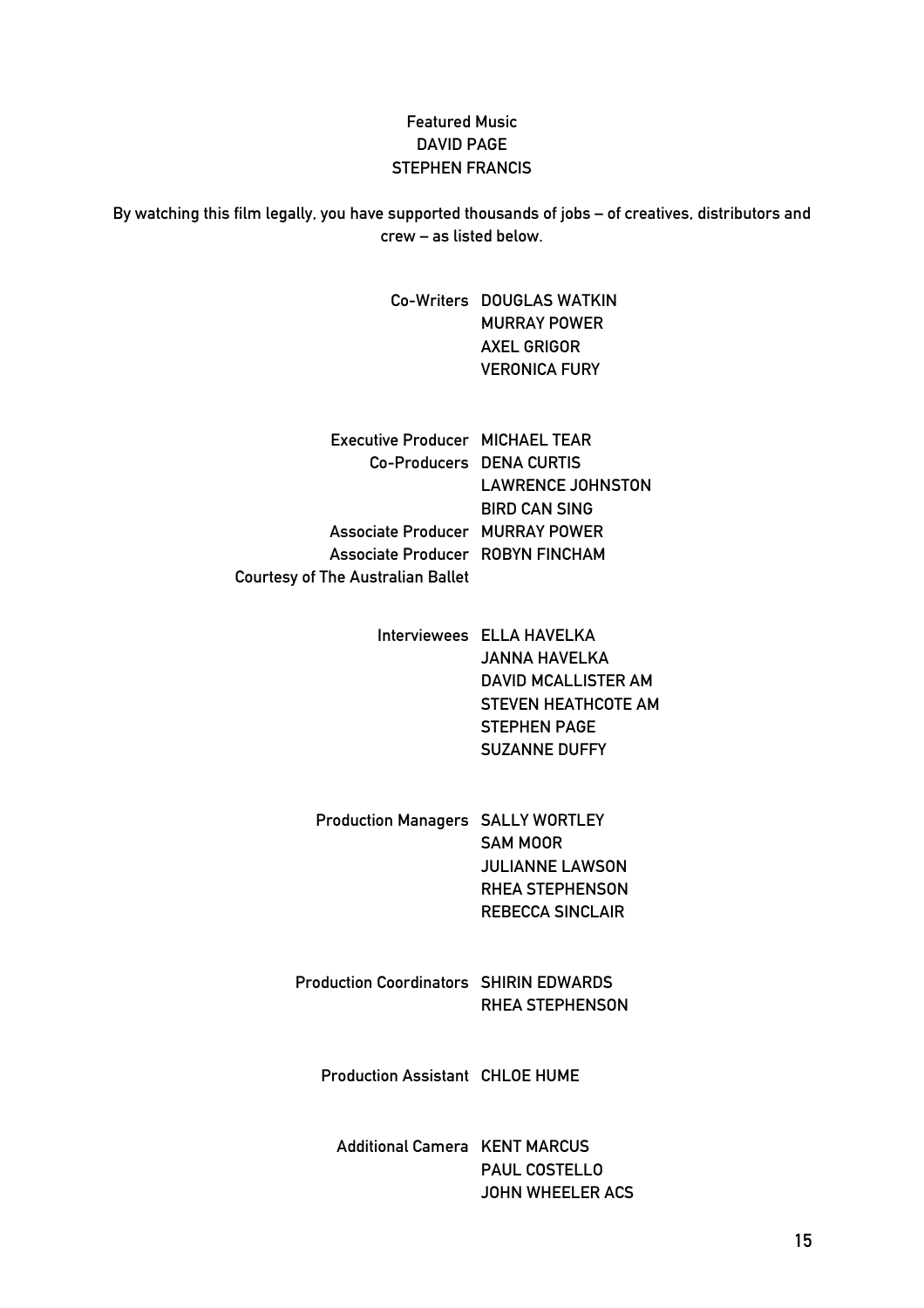Featured Music
DAVID PAGE
STEPHEN FRANCIS

By watching this film legally, you have supported thousands of jobs – of creatives, distributors and crew – as listed below.

| | |
|---|---|
| Co-Writers | DOUGLAS WATKIN |
| | MURRAY POWER |
| | AXEL GRIGOR |
| | VERONICA FURY |
| Executive Producer | MICHAEL TEAR |
| Co-Producers | DENA CURTIS |
| | LAWRENCE JOHNSTON |
| | BIRD CAN SING |
| Associate Producer | MURRAY POWER |
| Associate Producer | ROBYN FINCHAM |
| Courtesy of The Australian Ballet | |
| Interviewees | ELLA HAVELKA |
| | JANNA HAVELKA |
| | DAVID MCALLISTER AM |
| | STEVEN HEATHCOTE AM |
| | STEPHEN PAGE |
| | SUZANNE DUFFY |
| Production Managers | SALLY WORTLEY |
| | SAM MOOR |
| | JULIANNE LAWSON |
| | RHEA STEPHENSON |
| | REBECCA SINCLAIR |
| Production Coordinators | SHIRIN EDWARDS |
| | RHEA STEPHENSON |
| Production Assistant | CHLOE HUME |
| Additional Camera | KENT MARCUS |
| | PAUL COSTELLO |
| | JOHN WHEELER ACS |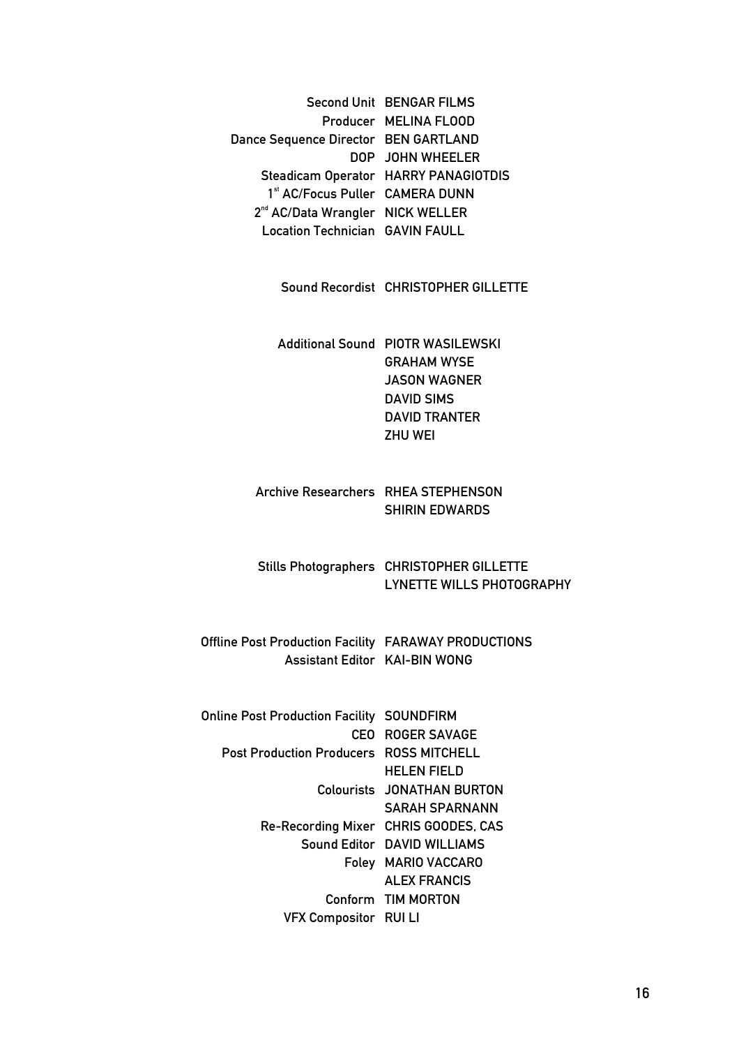| | |
|---|---|
| Second Unit | BENGAR FILMS |
| Producer | MELINA FLOOD |
| Dance Sequence Director | BEN GARTLAND |
| DOP | JOHN WHEELER |
| Steadicam Operator | HARRY PANAGIOTDIS |
| 1st AC/Focus Puller | CAMERA DUNN |
| 2nd AC/Data Wrangler | NICK WELLER |
| Location Technician | GAVIN FAULL |

| | |
|---|---|
| Sound Recordist | CHRISTOPHER GILLETTE |

| | |
|---|---|
| Additional Sound | PIOTR WASILEWSKI |
| | GRAHAM WYSE |
| | JASON WAGNER |
| | DAVID SIMS |
| | DAVID TRANTER |
| | ZHU WEI |

| | |
|---|---|
| Archive Researchers | RHEA STEPHENSON |
| | SHIRIN EDWARDS |

| | |
|---|---|
| Stills Photographers | CHRISTOPHER GILLETTE |
| | LYNETTE WILLS PHOTOGRAPHY |

| | |
|---|---|
| Offline Post Production Facility | FARAWAY PRODUCTIONS |
| Assistant Editor | KAI-BIN WONG |

| | |
|---|---|
| Online Post Production Facility | SOUNDFIRM |
| CEO | ROGER SAVAGE |
| Post Production Producers | ROSS MITCHELL |
| | HELEN FIELD |
| Colourists | JONATHAN BURTON |
| | SARAH SPARNANN |
| Re-Recording Mixer | CHRIS GOODES, CAS |
| Sound Editor | DAVID WILLIAMS |
| Foley | MARIO VACCARO |
| | ALEX FRANCIS |
| Conform | TIM MORTON |
| VFX Compositor | RUI LI |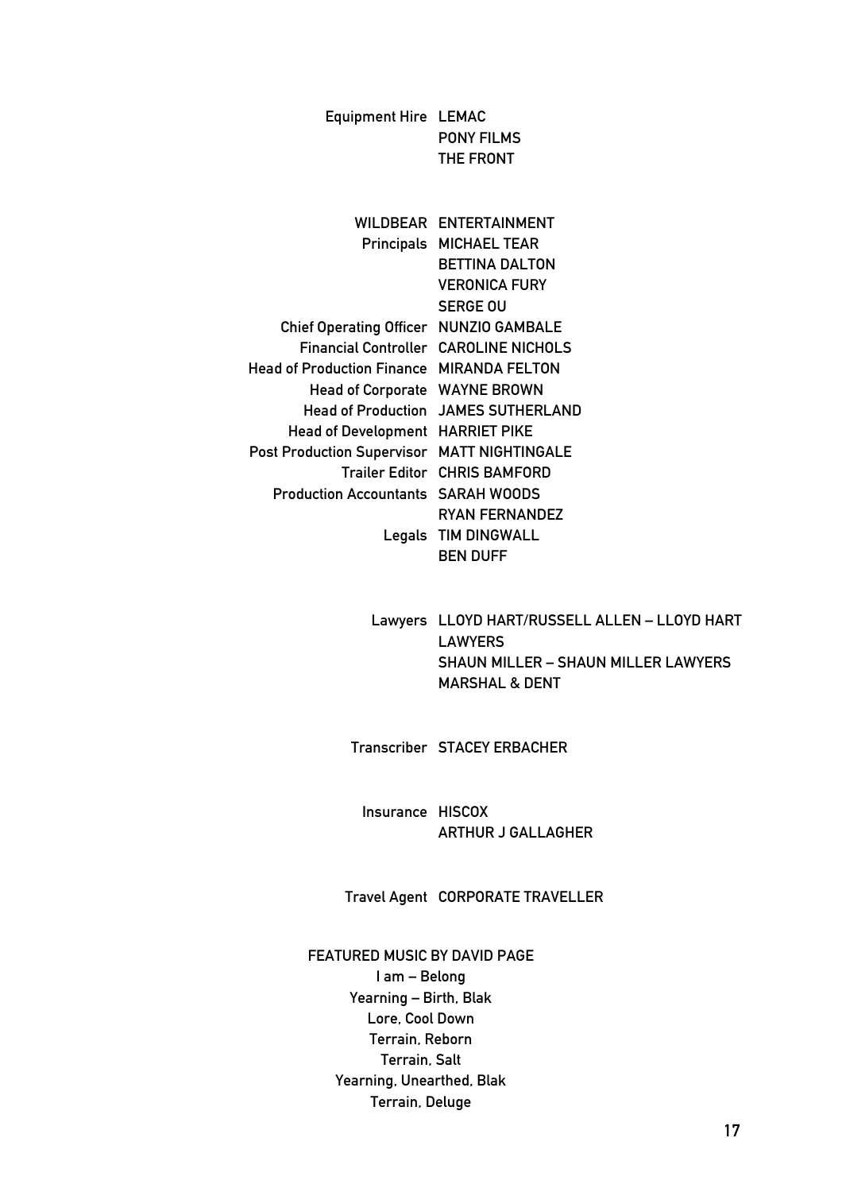Equipment Hire LEMAC
PONY FILMS
THE FRONT

WILDBEAR ENTERTAINMENT

| | |
|---|---|
| Principals | MICHAEL TEAR |
| | BETTINA DALTON |
| | VERONICA FURY |
| | SERGE OU |
| Chief Operating Officer | NUNZIO GAMBALE |
| Financial Controller | CAROLINE NICHOLS |
| Head of Production Finance | MIRANDA FELTON |
| Head of Corporate | WAYNE BROWN |
| Head of Production | JAMES SUTHERLAND |
| Head of Development | HARRIET PIKE |
| Post Production Supervisor | MATT NIGHTINGALE |
| Trailer Editor | CHRIS BAMFORD |
| Production Accountants | SARAH WOODS |
| | RYAN FERNANDEZ |
| Legals | TIM DINGWALL |
| | BEN DUFF |

Lawyers LLOYD HART/RUSSELL ALLEN – LLOYD HART LAWYERS
SHAUN MILLER – SHAUN MILLER LAWYERS
MARSHAL & DENT

Transcriber STACEY ERBACHER

Insurance HISCOX
ARTHUR J GALLAGHER

Travel Agent CORPORATE TRAVELLER

FEATURED MUSIC BY DAVID PAGE

I am – Belong
Yearning – Birth, Blak
Lore, Cool Down
Terrain, Reborn
Terrain, Salt
Yearning, Unearthed, Blak
Terrain, Deluge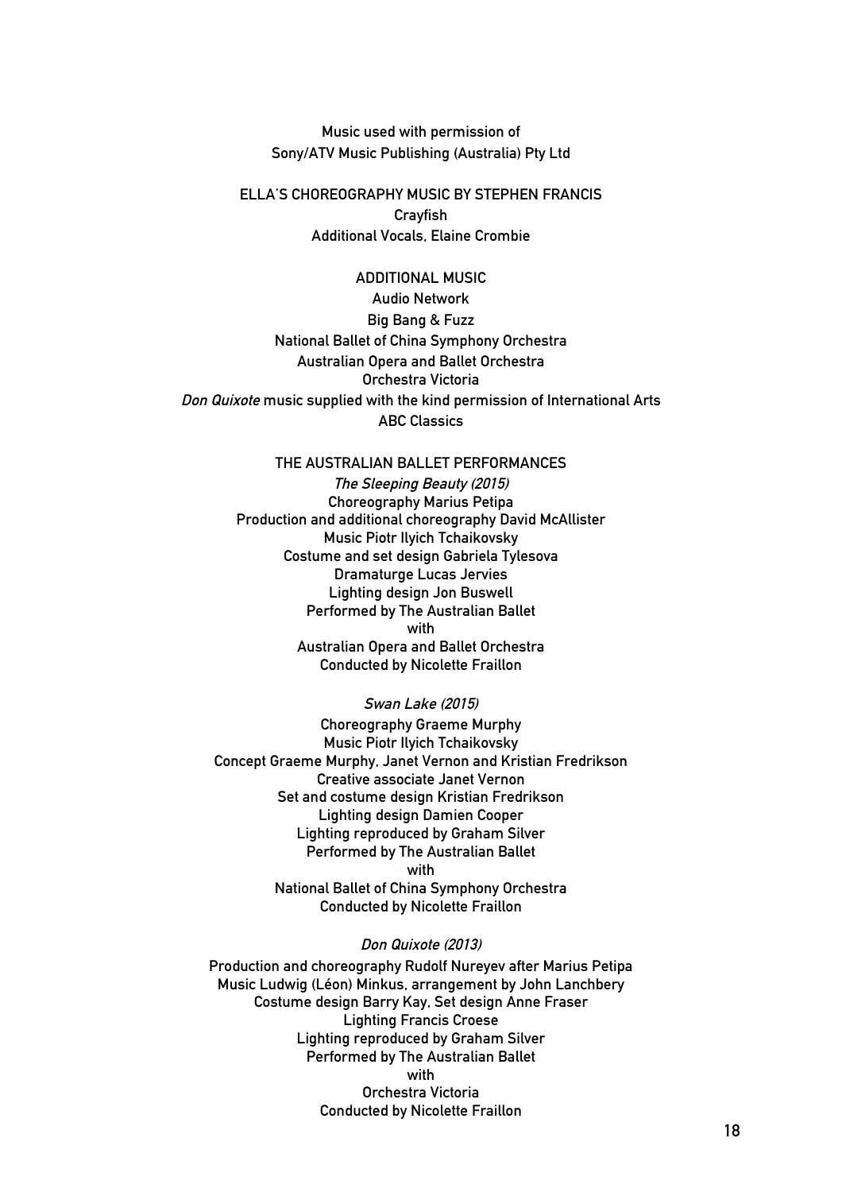Music used with permission of
Sony/ATV Music Publishing (Australia) Pty Ltd

ELLA'S CHOREOGRAPHY MUSIC BY STEPHEN FRANCIS
Crayfish
Additional Vocals, Elaine Crombie

ADDITIONAL MUSIC
Audio Network
Big Bang & Fuzz
National Ballet of China Symphony Orchestra
Australian Opera and Ballet Orchestra
Orchestra Victoria
*Don Quixote* music supplied with the kind permission of International Arts
ABC Classics

THE AUSTRALIAN BALLET PERFORMANCES

*The Sleeping Beauty (2015)*
Choreography Marius Petipa
Production and additional choreography David McAllister
Music Piotr Ilyich Tchaikovsky
Costume and set design Gabriela Tylesova
Dramaturge Lucas Jervies
Lighting design Jon Buswell
Performed by The Australian Ballet
with
Australian Opera and Ballet Orchestra
Conducted by Nicolette Fraillon

*Swan Lake (2015)*
Choreography Graeme Murphy
Music Piotr Ilyich Tchaikovsky
Concept Graeme Murphy, Janet Vernon and Kristian Fredrikson
Creative associate Janet Vernon
Set and costume design Kristian Fredrikson
Lighting design Damien Cooper
Lighting reproduced by Graham Silver
Performed by The Australian Ballet
with
National Ballet of China Symphony Orchestra
Conducted by Nicolette Fraillon

*Don Quixote (2013)*
Production and choreography Rudolf Nureyev after Marius Petipa
Music Ludwig (Léon) Minkus, arrangement by John Lanchbery
Costume design Barry Kay, Set design Anne Fraser
Lighting Francis Croese
Lighting reproduced by Graham Silver
Performed by The Australian Ballet
with
Orchestra Victoria
Conducted by Nicolette Fraillon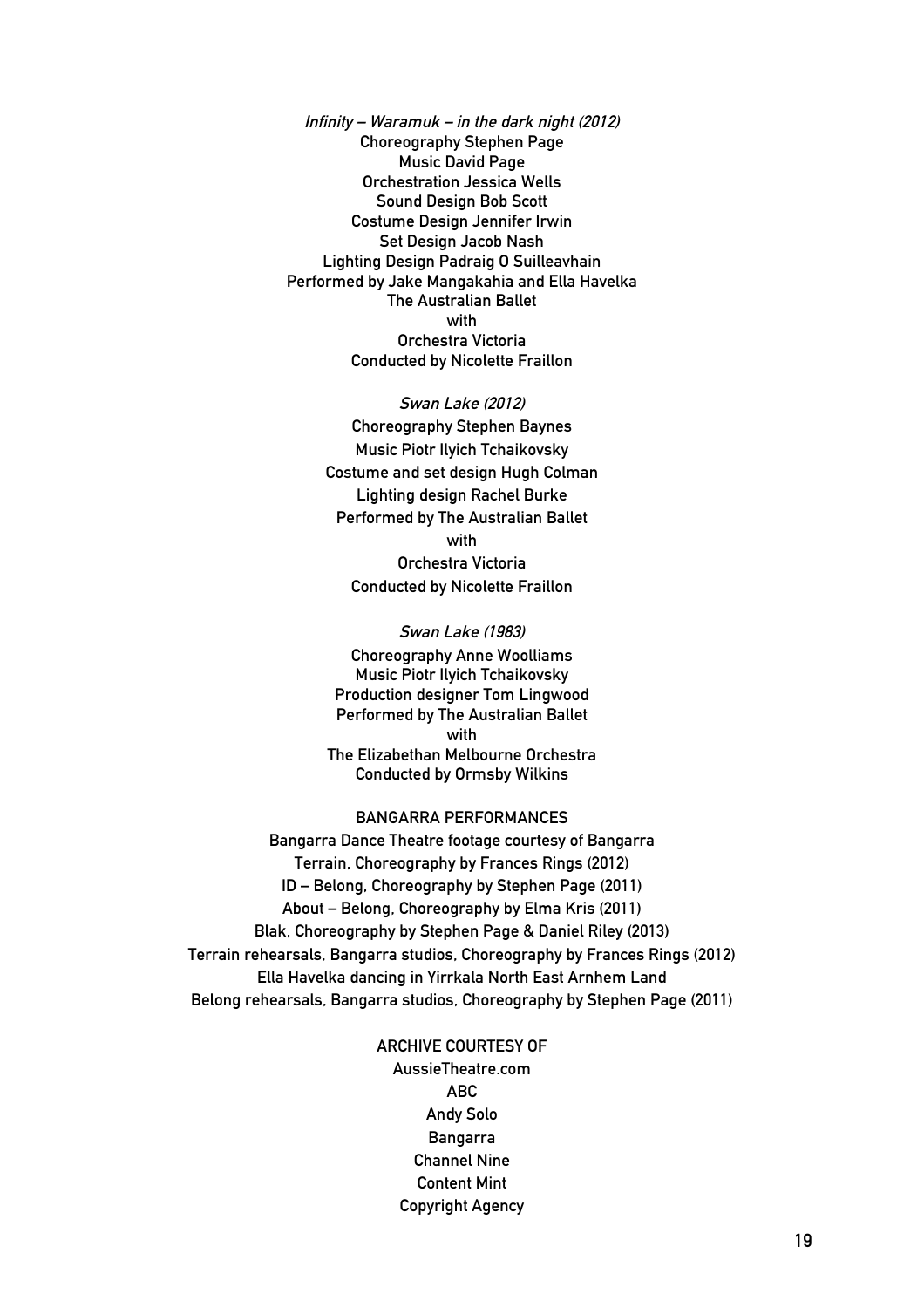*Infinity – Waramuk – in the dark night (2012)*
Choreography Stephen Page
Music David Page
Orchestration Jessica Wells
Sound Design Bob Scott
Costume Design Jennifer Irwin
Set Design Jacob Nash
Lighting Design Padraig O Suilleavhain
Performed by Jake Mangakahia and Ella Havelka
The Australian Ballet
with
Orchestra Victoria
Conducted by Nicolette Fraillon

*Swan Lake (2012)*
Choreography Stephen Baynes
Music Piotr Ilyich Tchaikovsky
Costume and set design Hugh Colman
Lighting design Rachel Burke
Performed by The Australian Ballet
with
Orchestra Victoria
Conducted by Nicolette Fraillon

*Swan Lake (1983)*
Choreography Anne Woolliams
Music Piotr Ilyich Tchaikovsky
Production designer Tom Lingwood
Performed by The Australian Ballet
with
The Elizabethan Melbourne Orchestra
Conducted by Ormsby Wilkins

BANGARRA PERFORMANCES
Bangarra Dance Theatre footage courtesy of Bangarra
Terrain, Choreography by Frances Rings (2012)
ID – Belong, Choreography by Stephen Page (2011)
About – Belong, Choreography by Elma Kris (2011)
Blak, Choreography by Stephen Page & Daniel Riley (2013)
Terrain rehearsals, Bangarra studios, Choreography by Frances Rings (2012)
Ella Havelka dancing in Yirrkala North East Arnhem Land
Belong rehearsals, Bangarra studios, Choreography by Stephen Page (2011)

ARCHIVE COURTESY OF
AussieTheatre.com
ABC
Andy Solo
Bangarra
Channel Nine
Content Mint
Copyright Agency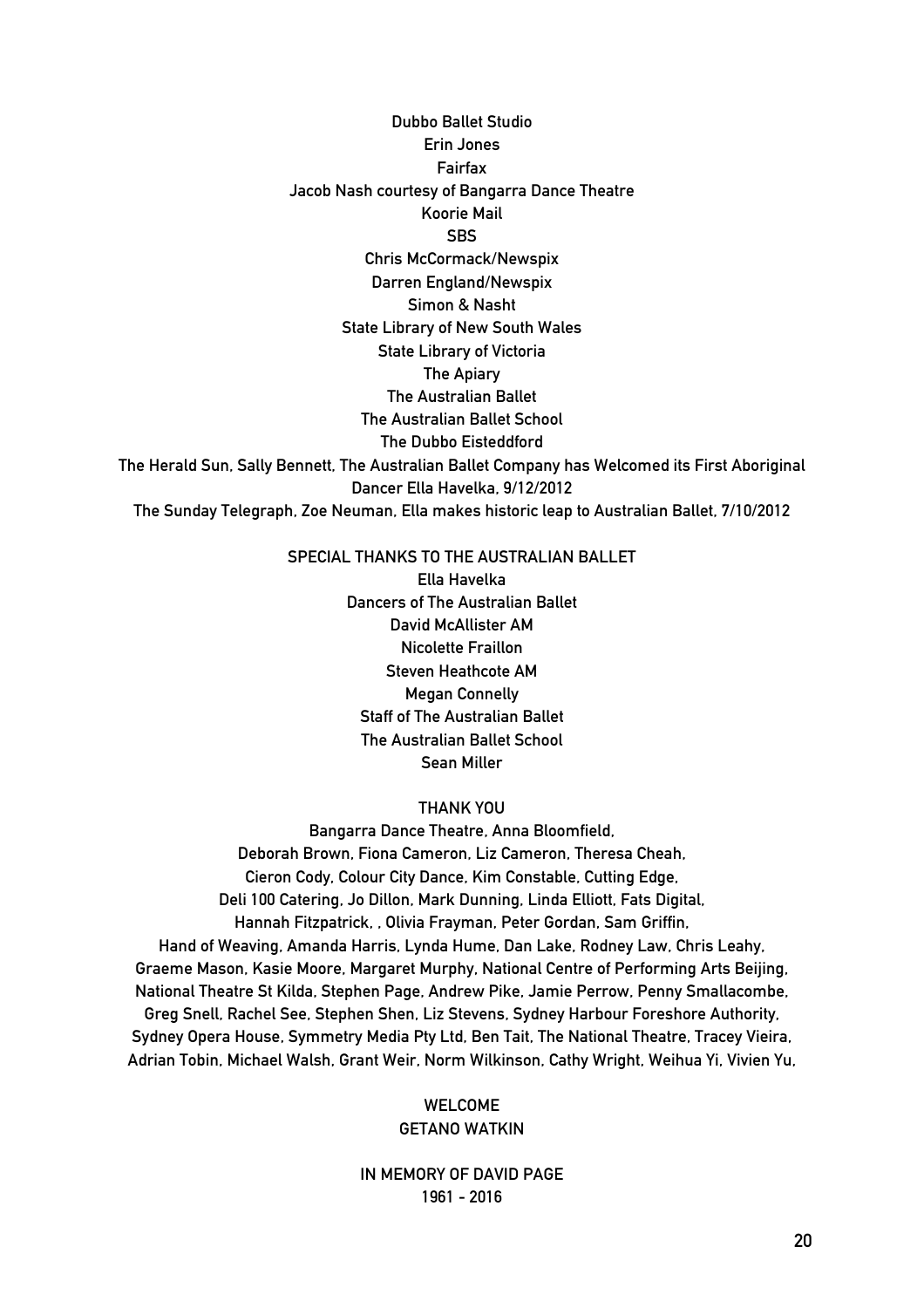Dubbo Ballet Studio
Erin Jones
Fairfax
Jacob Nash courtesy of Bangarra Dance Theatre
Koorie Mail
SBS
Chris McCormack/Newspix
Darren England/Newspix
Simon & Nasht
State Library of New South Wales
State Library of Victoria
The Apiary
The Australian Ballet
The Australian Ballet School
The Dubbo Eisteddford
The Herald Sun, Sally Bennett, The Australian Ballet Company has Welcomed its First Aboriginal Dancer Ella Havelka, 9/12/2012
The Sunday Telegraph, Zoe Neuman, Ella makes historic leap to Australian Ballet, 7/10/2012

## SPECIAL THANKS TO THE AUSTRALIAN BALLET

Ella Havelka
Dancers of The Australian Ballet
David McAllister AM
Nicolette Fraillon
Steven Heathcote AM
Megan Connelly
Staff of The Australian Ballet
The Australian Ballet School
Sean Miller

## THANK YOU

Bangarra Dance Theatre, Anna Bloomfield,
Deborah Brown, Fiona Cameron, Liz Cameron, Theresa Cheah,
Cieron Cody, Colour City Dance, Kim Constable, Cutting Edge,
Deli 100 Catering, Jo Dillon, Mark Dunning, Linda Elliott, Fats Digital,
Hannah Fitzpatrick, , Olivia Frayman, Peter Gordan, Sam Griffin,
Hand of Weaving, Amanda Harris, Lynda Hume, Dan Lake, Rodney Law, Chris Leahy,
Graeme Mason, Kasie Moore, Margaret Murphy, National Centre of Performing Arts Beijing,
National Theatre St Kilda, Stephen Page, Andrew Pike, Jamie Perrow, Penny Smallacombe,
Greg Snell, Rachel See, Stephen Shen, Liz Stevens, Sydney Harbour Foreshore Authority,
Sydney Opera House, Symmetry Media Pty Ltd, Ben Tait, The National Theatre, Tracey Vieira,
Adrian Tobin, Michael Walsh, Grant Weir, Norm Wilkinson, Cathy Wright, Weihua Yi, Vivien Yu,

## WELCOME
GETANO WATKIN

## IN MEMORY OF DAVID PAGE
1961 - 2016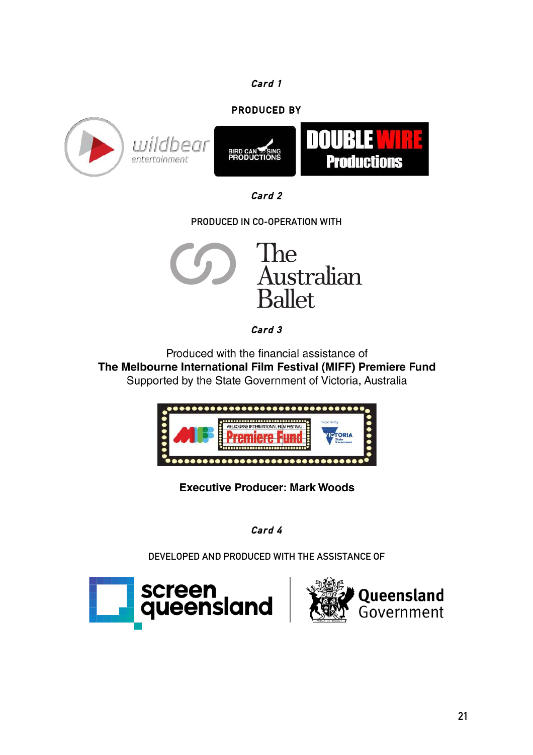***Card 1***

**PRODUCED BY**

wildbear entertainment

BIRD CAN SING PRODUCTIONS

DOUBLE WIRE Productions

***Card 2***

PRODUCED IN CO-OPERATION WITH

The Australian Ballet

***Card 3***

Produced with the financial assistance of
**The Melbourne International Film Festival (MIFF) Premiere Fund**
Supported by the State Government of Victoria, Australia

MELBOURNE INTERNATIONAL FILM FESTIVAL Premiere Fund

Supported by VICTORIA State Government

**Executive Producer: Mark Woods**

***Card 4***

DEVELOPED AND PRODUCED WITH THE ASSISTANCE OF

screen queensland | Queensland Government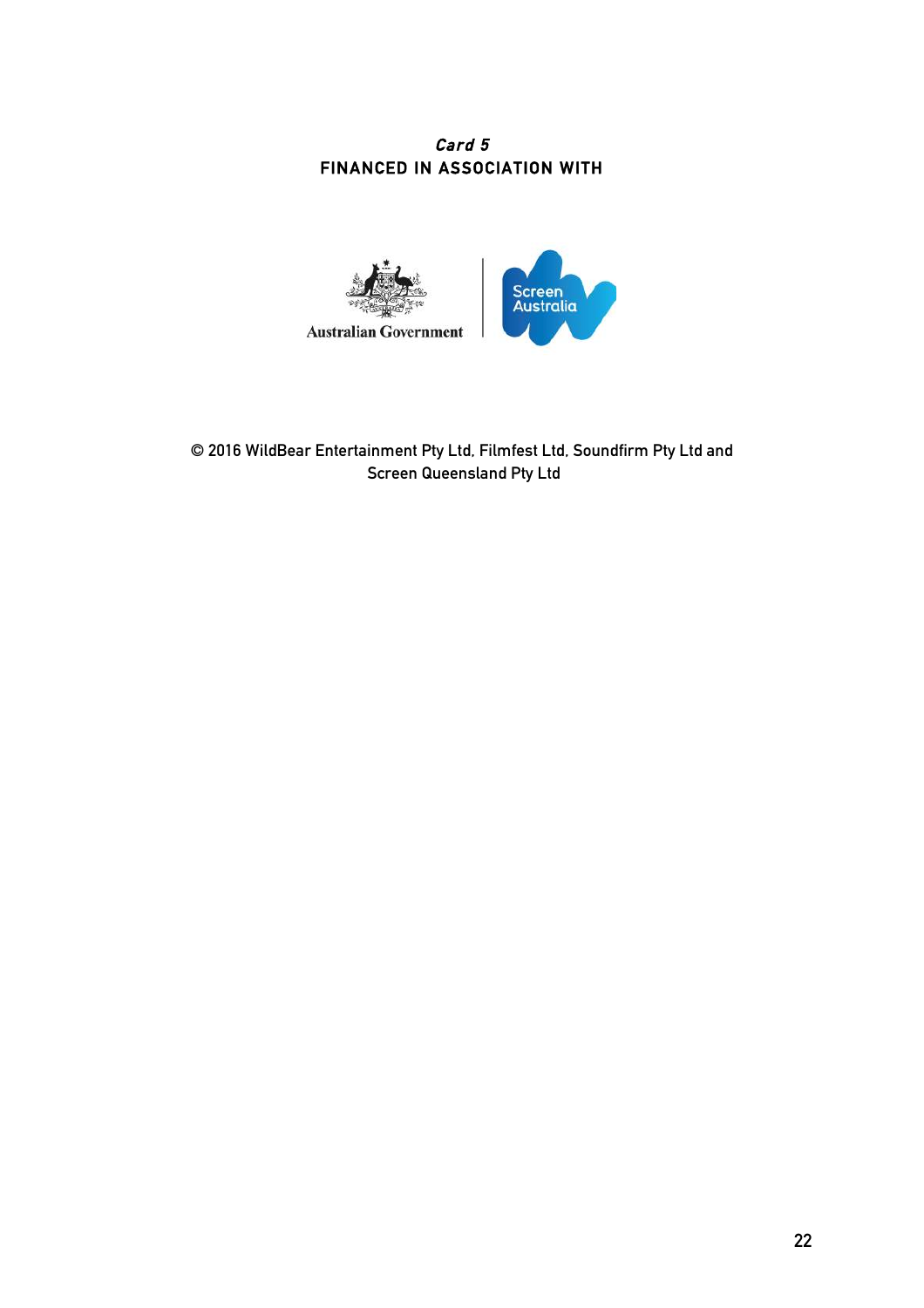***Card 5***

**FINANCED IN ASSOCIATION WITH**

Australian Government | Screen Australia

© 2016 WildBear Entertainment Pty Ltd, Filmfest Ltd, Soundfirm Pty Ltd and Screen Queensland Pty Ltd